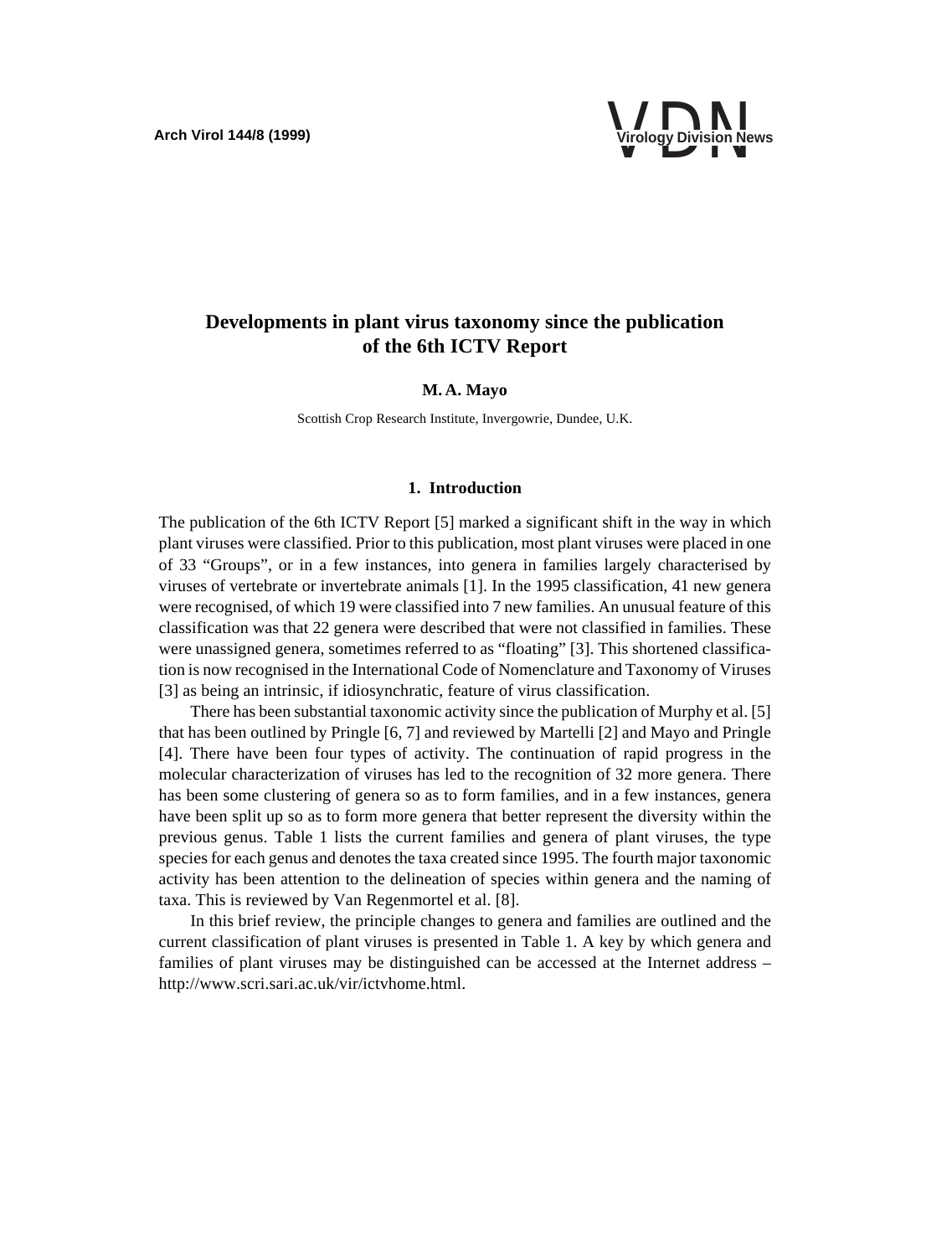# Developments in plant virus taxonomy since the publication of the 6th ICTV Report

**M. A. Mayo**

Scottish Crop Research Institute, Invergowrie, Dundee, U.K.

## 1. Introduction

The publication of the 6th ICTV Report [5] marked a significant shift in the way in which plant viruses were classified. Prior to this publication, most plant viruses were placed in one of 33 "Groups", or in a few instances, into genera in families largely characterised by viruses of vertebrate or invertebrate animals [1]. In the 1995 classification, 41 new genera were recognised, of which 19 were classified into 7 new families. An unusual feature of this classification was that 22 genera were described that were not classified in families. These were unassigned genera, sometimes referred to as "floating" [3]. This shortened classification is now recognised in the International Code of Nomenclature and Taxonomy of Viruses [3] as being an intrinsic, if idiosynchratic, feature of virus classification.

There has been substantial taxonomic activity since the publication of Murphy et al. [5] that has been outlined by Pringle [6, 7] and reviewed by Martelli [2] and Mayo and Pringle [4]. There have been four types of activity. The continuation of rapid progress in the molecular characterization of viruses has led to the recognition of 32 more genera. There has been some clustering of genera so as to form families, and in a few instances, genera have been split up so as to form more genera that better represent the diversity within the previous genus. Table 1 lists the current families and genera of plant viruses, the type species for each genus and denotes the taxa created since 1995. The fourth major taxonomic activity has been attention to the delineation of species within genera and the naming of taxa. This is reviewed by Van Regenmortel et al. [8].

In this brief review, the principle changes to genera and families are outlined and the current classification of plant viruses is presented in Table 1. A key by which genera and families of plant viruses may be distinguished can be accessed at the Internet address – http://www.scri.sari.ac.uk/vir/ictvhome.html.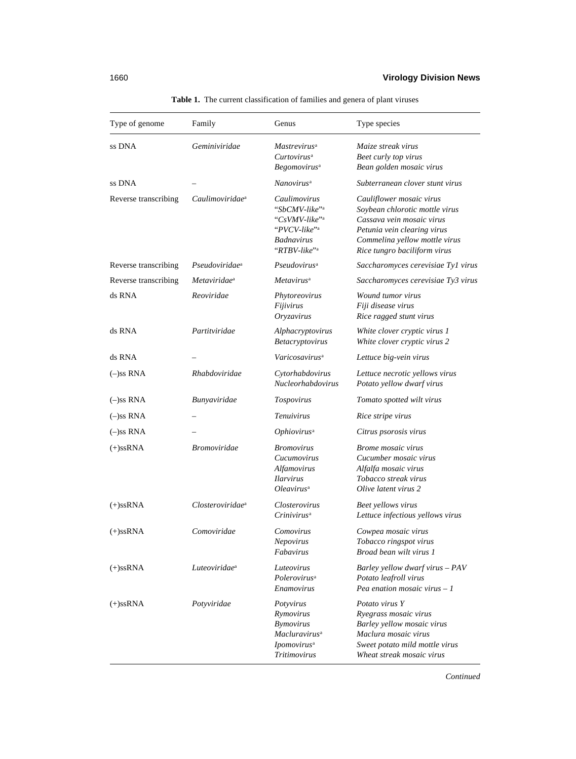**Table 1.** The current classification of families and genera of plant viruses

| Type of genome | Family | Genus | Type species |
|---|---|---|---|
| ss DNA | *Geminiviridae* | *Mastrevirus*[a] | *Maize streak virus* |
| | | *Curtovirus*[a] | *Beet curly top virus* |
| | | *Begomovirus*[a] | *Bean golden mosaic virus* |
| ss DNA | – | *Nanovirus*[a] | *Subterranean clover stunt virus* |
| Reverse transcribing | *Caulimoviridae*[a] | *Caulimovirus* | *Cauliflower mosaic virus* |
| | | "*SbCMV-like*"[a] | *Soybean chlorotic mottle virus* |
| | | "*CsVMV-like*"[a] | *Cassava vein mosaic virus* |
| | | "*PVCV-like*"[a] | *Petunia vein clearing virus* |
| | | *Badnavirus* | *Commelina yellow mottle virus* |
| | | "*RTBV-like*"[a] | *Rice tungro baciliform virus* |
| Reverse transcribing | *Pseudoviridae*[a] | *Pseudovirus*[a] | *Saccharomyces cerevisiae Ty1 virus* |
| Reverse transcribing | *Metaviridae*[a] | *Metavirus*[a] | *Saccharomyces cerevisiae Ty3 virus* |
| ds RNA | *Reoviridae* | *Phytoreovirus* | *Wound tumor virus* |
| | | *Fijivirus* | *Fiji disease virus* |
| | | *Oryzavirus* | *Rice ragged stunt virus* |
| ds RNA | *Partitviridae* | *Alphacryptovirus* | *White clover cryptic virus 1* |
| | | *Betacryptovirus* | *White clover cryptic virus 2* |
| ds RNA | – | *Varicosavirus*[a] | *Lettuce big-vein virus* |
| (–)ss RNA | *Rhabdoviridae* | *Cytorhabdovirus* | *Lettuce necrotic yellows virus* |
| | | *Nucleorhabdovirus* | *Potato yellow dwarf virus* |
| (–)ss RNA | *Bunyaviridae* | *Tospovirus* | *Tomato spotted wilt virus* |
| (–)ss RNA | – | *Tenuivirus* | *Rice stripe virus* |
| (–)ss RNA | – | *Ophiovirus*[a] | *Citrus psorosis virus* |
| (+)ssRNA | *Bromoviridae* | *Bromovirus* | *Brome mosaic virus* |
| | | *Cucumovirus* | *Cucumber mosaic virus* |
| | | *Alfamovirus* | *Alfalfa mosaic virus* |
| | | *Ilarvirus* | *Tobacco streak virus* |
| | | *Oleavirus*[a] | *Olive latent virus 2* |
| (+)ssRNA | *Closteroviridae*[a] | *Closterovirus* | *Beet yellows virus* |
| | | *Crinivirus*[a] | *Lettuce infectious yellows virus* |
| (+)ssRNA | *Comoviridae* | *Comovirus* | *Cowpea mosaic virus* |
| | | *Nepovirus* | *Tobacco ringspot virus* |
| | | *Fabavirus* | *Broad bean wilt virus 1* |
| (+)ssRNA | *Luteoviridae*[a] | *Luteovirus* | *Barley yellow dwarf virus – PAV* |
| | | *Polerovirus*[a] | *Potato leafroll virus* |
| | | *Enamovirus* | *Pea enation mosaic virus – 1* |
| (+)ssRNA | *Potyviridae* | *Potyvirus* | *Potato virus Y* |
| | | *Rymovirus* | *Ryegrass mosaic virus* |
| | | *Bymovirus* | *Barley yellow mosaic virus* |
| | | *Macluravirus*[a] | *Maclura mosaic virus* |
| | | *Ipomovirus*[a] | *Sweet potato mild mottle virus* |
| | | *Tritimovirus* | *Wheat streak mosaic virus* |

*Continued*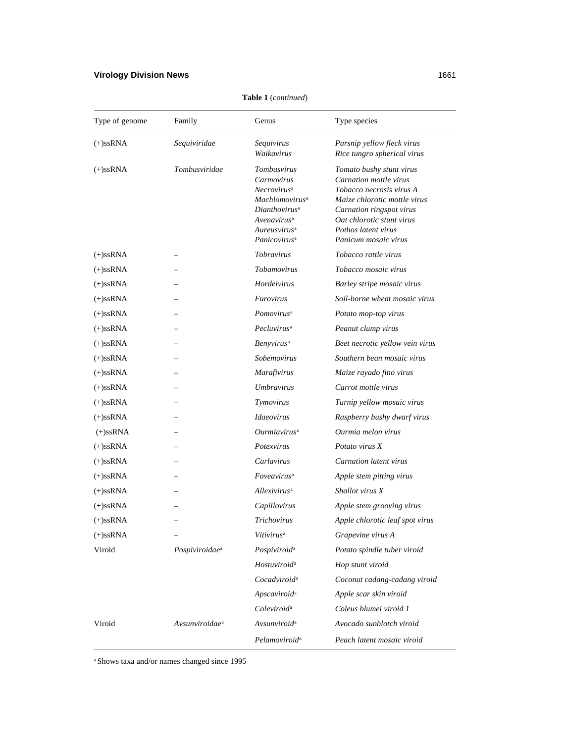**Table 1** (*continued*)

| Type of genome | Family | Genus | Type species |
|---|---|---|---|
| (+)ssRNA | *Sequiviridae* | *Sequivirus*<br>*Waikavirus* | *Parsnip yellow fleck virus*<br>*Rice tungro spherical virus* |
| (+)ssRNA | *Tombusviridae* | *Tombusvirus*<br>*Carmovirus*<br>*Necrovirus*[a]<br>*Machlomovirus*[a]<br>*Dianthovirus*[a]<br>*Avenavirus*[a]<br>*Aureusvirus*[a]<br>*Panicovirus*[a] | *Tomato bushy stunt virus*<br>*Carnation mottle virus*<br>*Tobacco necrosis virus A*<br>*Maize chlorotic mottle virus*<br>*Carnation ringspot virus*<br>*Oat chlorotic stunt virus*<br>*Pothos latent virus*<br>*Panicum mosaic virus* |
| (+)ssRNA | – | *Tobravirus* | *Tobacco rattle virus* |
| (+)ssRNA | – | *Tobamovirus* | *Tobacco mosaic virus* |
| (+)ssRNA | – | *Hordeivirus* | *Barley stripe mosaic virus* |
| (+)ssRNA | – | *Furovirus* | *Soil-borne wheat mosaic virus* |
| (+)ssRNA | – | *Pomovirus*[a] | *Potato mop-top virus* |
| (+)ssRNA | – | *Pecluvirus*[a] | *Peanut clump virus* |
| (+)ssRNA | – | *Benyvirus*[a] | *Beet necrotic yellow vein virus* |
| (+)ssRNA | – | *Sobemovirus* | *Southern bean mosaic virus* |
| (+)ssRNA | – | *Marafivirus* | *Maize rayado fino virus* |
| (+)ssRNA | – | *Umbravirus* | *Carrot mottle virus* |
| (+)ssRNA | – | *Tymovirus* | *Turnip yellow mosaic virus* |
| (+)ssRNA | – | *Idaeovirus* | *Raspberry bushy dwarf virus* |
| (+)ssRNA | – | *Ourmiavirus*[a] | *Ourmia melon virus* |
| (+)ssRNA | – | *Potexvirus* | *Potato virus X* |
| (+)ssRNA | – | *Carlavirus* | *Carnation latent virus* |
| (+)ssRNA | – | *Foveavirus*[a] | *Apple stem pitting virus* |
| (+)ssRNA | – | *Allexivirus*[a] | *Shallot virus X* |
| (+)ssRNA | – | *Capillovirus* | *Apple stem grooving virus* |
| (+)ssRNA | – | *Trichovirus* | *Apple chlorotic leaf spot virus* |
| (+)ssRNA | – | *Vitivirus*[a] | *Grapevine virus A* |
| Viroid | *Pospiviroidae*[a] | *Pospiviroid*[a] | *Potato spindle tuber viroid* |
| | | *Hostuviroid*[a] | *Hop stunt viroid* |
| | | *Cocadviroid*[a] | *Coconut cadang-cadang viroid* |
| | | *Apscaviroid*[a] | *Apple scar skin viroid* |
| | | *Coleviroid*[a] | *Coleus blumei viroid 1* |
| Viroid | *Avsunviroidae*[a] | *Avsunviroid*[a] | *Avocado sunblotch viroid* |
| | | *Pelamoviroid*[a] | *Peach latent mosaic viroid* |

[a] Shows taxa and/or names changed since 1995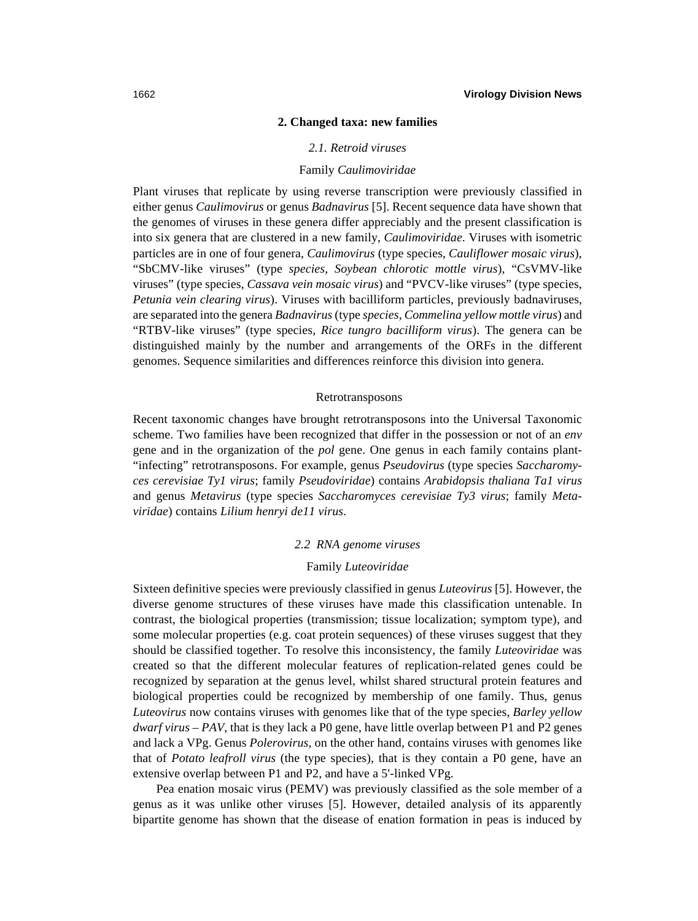## 2. Changed taxa: new families

### *2.1. Retroid viruses*

#### Family *Caulimoviridae*

Plant viruses that replicate by using reverse transcription were previously classified in either genus *Caulimovirus* or genus *Badnavirus* [5]. Recent sequence data have shown that the genomes of viruses in these genera differ appreciably and the present classification is into six genera that are clustered in a new family, *Caulimoviridae*. Viruses with isometric particles are in one of four genera, *Caulimovirus* (type species, *Cauliflower mosaic virus*), "SbCMV-like viruses" (type *species, Soybean chlorotic mottle virus*), "CsVMV-like viruses" (type species, *Cassava vein mosaic virus*) and "PVCV-like viruses" (type species, *Petunia vein clearing virus*). Viruses with bacilliform particles, previously badnaviruses, are separated into the genera *Badnavirus* (type *species, Commelina yellow mottle virus*) and "RTBV-like viruses" (type species, *Rice tungro bacilliform virus*). The genera can be distinguished mainly by the number and arrangements of the ORFs in the different genomes. Sequence similarities and differences reinforce this division into genera.

#### Retrotransposons

Recent taxonomic changes have brought retrotransposons into the Universal Taxonomic scheme. Two families have been recognized that differ in the possession or not of an *env* gene and in the organization of the *pol* gene. One genus in each family contains plant-"infecting" retrotransposons. For example, genus *Pseudovirus* (type species *Saccharomyces cerevisiae Ty1 virus*; family *Pseudoviridae*) contains *Arabidopsis thaliana Ta1 virus* and genus *Metavirus* (type species *Saccharomyces cerevisiae Ty3 virus*; family *Metaviridae*) contains *Lilium henryi de11 virus*.

### *2.2 RNA genome viruses*

#### Family *Luteoviridae*

Sixteen definitive species were previously classified in genus *Luteovirus* [5]. However, the diverse genome structures of these viruses have made this classification untenable. In contrast, the biological properties (transmission; tissue localization; symptom type), and some molecular properties (e.g. coat protein sequences) of these viruses suggest that they should be classified together. To resolve this inconsistency, the family *Luteoviridae* was created so that the different molecular features of replication-related genes could be recognized by separation at the genus level, whilst shared structural protein features and biological properties could be recognized by membership of one family. Thus, genus *Luteovirus* now contains viruses with genomes like that of the type species, *Barley yellow dwarf virus – PAV*, that is they lack a P0 gene, have little overlap between P1 and P2 genes and lack a VPg. Genus *Polerovirus*, on the other hand, contains viruses with genomes like that of *Potato leafroll virus* (the type species), that is they contain a P0 gene, have an extensive overlap between P1 and P2, and have a 5'-linked VPg.

Pea enation mosaic virus (PEMV) was previously classified as the sole member of a genus as it was unlike other viruses [5]. However, detailed analysis of its apparently bipartite genome has shown that the disease of enation formation in peas is induced by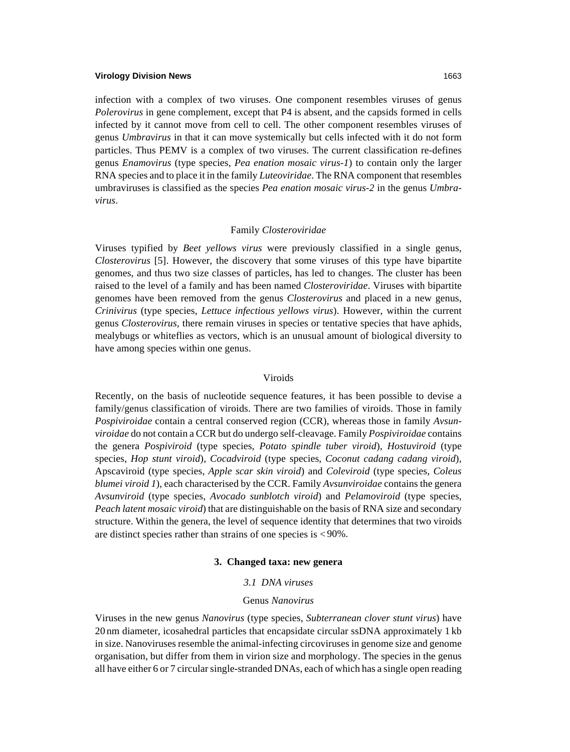infection with a complex of two viruses. One component resembles viruses of genus *Polerovirus* in gene complement, except that P4 is absent, and the capsids formed in cells infected by it cannot move from cell to cell. The other component resembles viruses of genus *Umbravirus* in that it can move systemically but cells infected with it do not form particles. Thus PEMV is a complex of two viruses. The current classification re-defines genus *Enamovirus* (type species, *Pea enation mosaic virus-1*) to contain only the larger RNA species and to place it in the family *Luteoviridae*. The RNA component that resembles umbraviruses is classified as the species *Pea enation mosaic virus-2* in the genus *Umbravirus*.

### Family *Closteroviridae*

Viruses typified by *Beet yellows virus* were previously classified in a single genus, *Closterovirus* [5]. However, the discovery that some viruses of this type have bipartite genomes, and thus two size classes of particles, has led to changes. The cluster has been raised to the level of a family and has been named *Closteroviridae*. Viruses with bipartite genomes have been removed from the genus *Closterovirus* and placed in a new genus, *Crinivirus* (type species, *Lettuce infectious yellows virus*). However, within the current genus *Closterovirus*, there remain viruses in species or tentative species that have aphids, mealybugs or whiteflies as vectors, which is an unusual amount of biological diversity to have among species within one genus.

### Viroids

Recently, on the basis of nucleotide sequence features, it has been possible to devise a family/genus classification of viroids. There are two families of viroids. Those in family *Pospiviroidae* contain a central conserved region (CCR), whereas those in family *Avsunviroidae* do not contain a CCR but do undergo self-cleavage. Family *Pospiviroidae* contains the genera *Pospiviroid* (type species, *Potato spindle tuber viroid*), *Hostuviroid* (type species, *Hop stunt viroid*), *Cocadviroid* (type species, *Coconut cadang cadang viroid*), Apscaviroid (type species, *Apple scar skin viroid*) and *Coleviroid* (type species, *Coleus blumei viroid 1*), each characterised by the CCR. Family *Avsunviroidae* contains the genera *Avsunviroid* (type species, *Avocado sunblotch viroid*) and *Pelamoviroid* (type species, *Peach latent mosaic viroid*) that are distinguishable on the basis of RNA size and secondary structure. Within the genera, the level of sequence identity that determines that two viroids are distinct species rather than strains of one species is $<90\%$.

## 3. Changed taxa: new genera

### *3.1 DNA viruses*

### Genus *Nanovirus*

Viruses in the new genus *Nanovirus* (type species, *Subterranean clover stunt virus*) have 20 nm diameter, icosahedral particles that encapsidate circular ssDNA approximately 1 kb in size. Nanoviruses resemble the animal-infecting circoviruses in genome size and genome organisation, but differ from them in virion size and morphology. The species in the genus all have either 6 or 7 circular single-stranded DNAs, each of which has a single open reading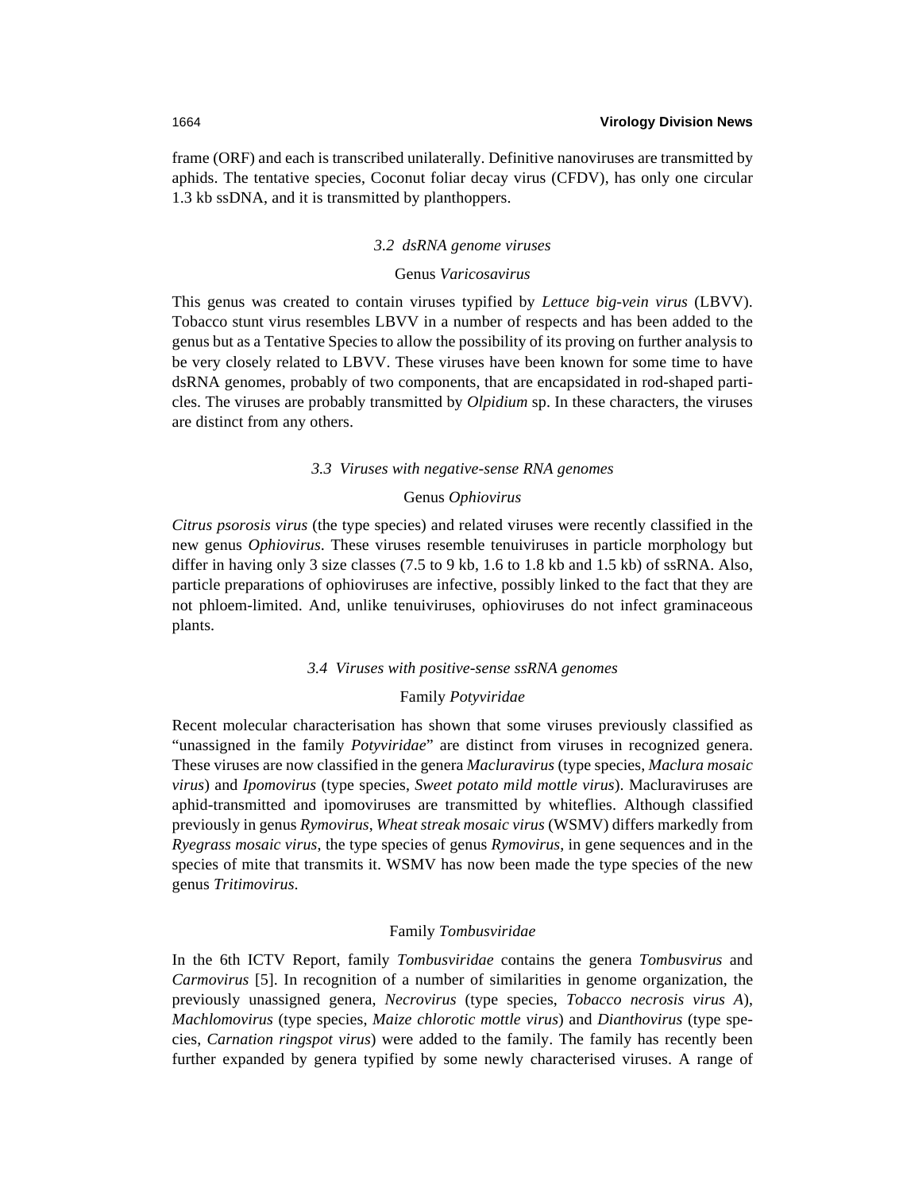frame (ORF) and each is transcribed unilaterally. Definitive nanoviruses are transmitted by aphids. The tentative species, Coconut foliar decay virus (CFDV), has only one circular 1.3 kb ssDNA, and it is transmitted by planthoppers.

### *3.2 dsRNA genome viruses*

#### Genus *Varicosavirus*

This genus was created to contain viruses typified by *Lettuce big-vein virus* (LBVV). Tobacco stunt virus resembles LBVV in a number of respects and has been added to the genus but as a Tentative Species to allow the possibility of its proving on further analysis to be very closely related to LBVV. These viruses have been known for some time to have dsRNA genomes, probably of two components, that are encapsidated in rod-shaped particles. The viruses are probably transmitted by *Olpidium* sp. In these characters, the viruses are distinct from any others.

### *3.3 Viruses with negative-sense RNA genomes*

#### Genus *Ophiovirus*

*Citrus psorosis virus* (the type species) and related viruses were recently classified in the new genus *Ophiovirus*. These viruses resemble tenuiviruses in particle morphology but differ in having only 3 size classes (7.5 to 9 kb, 1.6 to 1.8 kb and 1.5 kb) of ssRNA. Also, particle preparations of ophioviruses are infective, possibly linked to the fact that they are not phloem-limited. And, unlike tenuiviruses, ophioviruses do not infect graminaceous plants.

### *3.4 Viruses with positive-sense ssRNA genomes*

#### Family *Potyviridae*

Recent molecular characterisation has shown that some viruses previously classified as "unassigned in the family *Potyviridae*" are distinct from viruses in recognized genera. These viruses are now classified in the genera *Macluravirus* (type species, *Maclura mosaic virus*) and *Ipomovirus* (type species, *Sweet potato mild mottle virus*). Macluraviruses are aphid-transmitted and ipomoviruses are transmitted by whiteflies. Although classified previously in genus *Rymovirus*, *Wheat streak mosaic virus* (WSMV) differs markedly from *Ryegrass mosaic virus*, the type species of genus *Rymovirus*, in gene sequences and in the species of mite that transmits it. WSMV has now been made the type species of the new genus *Tritimovirus*.

#### Family *Tombusviridae*

In the 6th ICTV Report, family *Tombusviridae* contains the genera *Tombusvirus* and *Carmovirus* [5]. In recognition of a number of similarities in genome organization, the previously unassigned genera, *Necrovirus* (type species, *Tobacco necrosis virus A*), *Machlomovirus* (type species, *Maize chlorotic mottle virus*) and *Dianthovirus* (type species, *Carnation ringspot virus*) were added to the family. The family has recently been further expanded by genera typified by some newly characterised viruses. A range of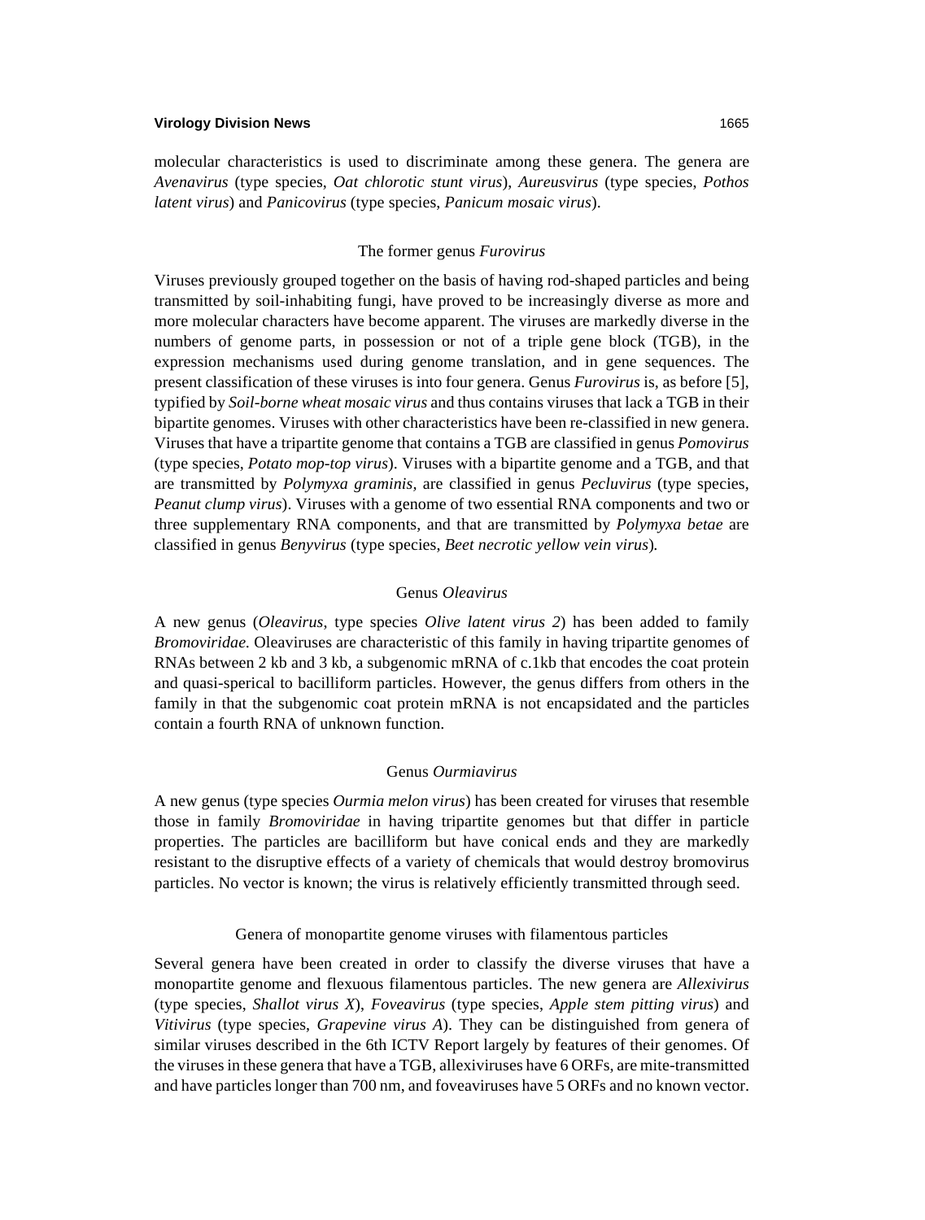molecular characteristics is used to discriminate among these genera. The genera are *Avenavirus* (type species, *Oat chlorotic stunt virus*), *Aureusvirus* (type species, *Pothos latent virus*) and *Panicovirus* (type species, *Panicum mosaic virus*).

### The former genus *Furovirus*

Viruses previously grouped together on the basis of having rod-shaped particles and being transmitted by soil-inhabiting fungi, have proved to be increasingly diverse as more and more molecular characters have become apparent. The viruses are markedly diverse in the numbers of genome parts, in possession or not of a triple gene block (TGB), in the expression mechanisms used during genome translation, and in gene sequences. The present classification of these viruses is into four genera. Genus *Furovirus* is, as before [5], typified by *Soil-borne wheat mosaic virus* and thus contains viruses that lack a TGB in their bipartite genomes. Viruses with other characteristics have been re-classified in new genera. Viruses that have a tripartite genome that contains a TGB are classified in genus *Pomovirus* (type species, *Potato mop-top virus*). Viruses with a bipartite genome and a TGB, and that are transmitted by *Polymyxa graminis,* are classified in genus *Pecluvirus* (type species, *Peanut clump virus*). Viruses with a genome of two essential RNA components and two or three supplementary RNA components, and that are transmitted by *Polymyxa betae* are classified in genus *Benyvirus* (type species, *Beet necrotic yellow vein virus*).

### Genus *Oleavirus*

A new genus (*Oleavirus*, type species *Olive latent virus 2*) has been added to family *Bromoviridae.* Oleaviruses are characteristic of this family in having tripartite genomes of RNAs between 2 kb and 3 kb, a subgenomic mRNA of c.1kb that encodes the coat protein and quasi-sperical to bacilliform particles. However, the genus differs from others in the family in that the subgenomic coat protein mRNA is not encapsidated and the particles contain a fourth RNA of unknown function.

### Genus *Ourmiavirus*

A new genus (type species *Ourmia melon virus*) has been created for viruses that resemble those in family *Bromoviridae* in having tripartite genomes but that differ in particle properties. The particles are bacilliform but have conical ends and they are markedly resistant to the disruptive effects of a variety of chemicals that would destroy bromovirus particles. No vector is known; the virus is relatively efficiently transmitted through seed.

### Genera of monopartite genome viruses with filamentous particles

Several genera have been created in order to classify the diverse viruses that have a monopartite genome and flexuous filamentous particles. The new genera are *Allexivirus* (type species, *Shallot virus X*), *Foveavirus* (type species, *Apple stem pitting virus*) and *Vitivirus* (type species, *Grapevine virus A*). They can be distinguished from genera of similar viruses described in the 6th ICTV Report largely by features of their genomes. Of the viruses in these genera that have a TGB, allexiviruses have 6 ORFs, are mite-transmitted and have particles longer than 700 nm, and foveaviruses have 5 ORFs and no known vector.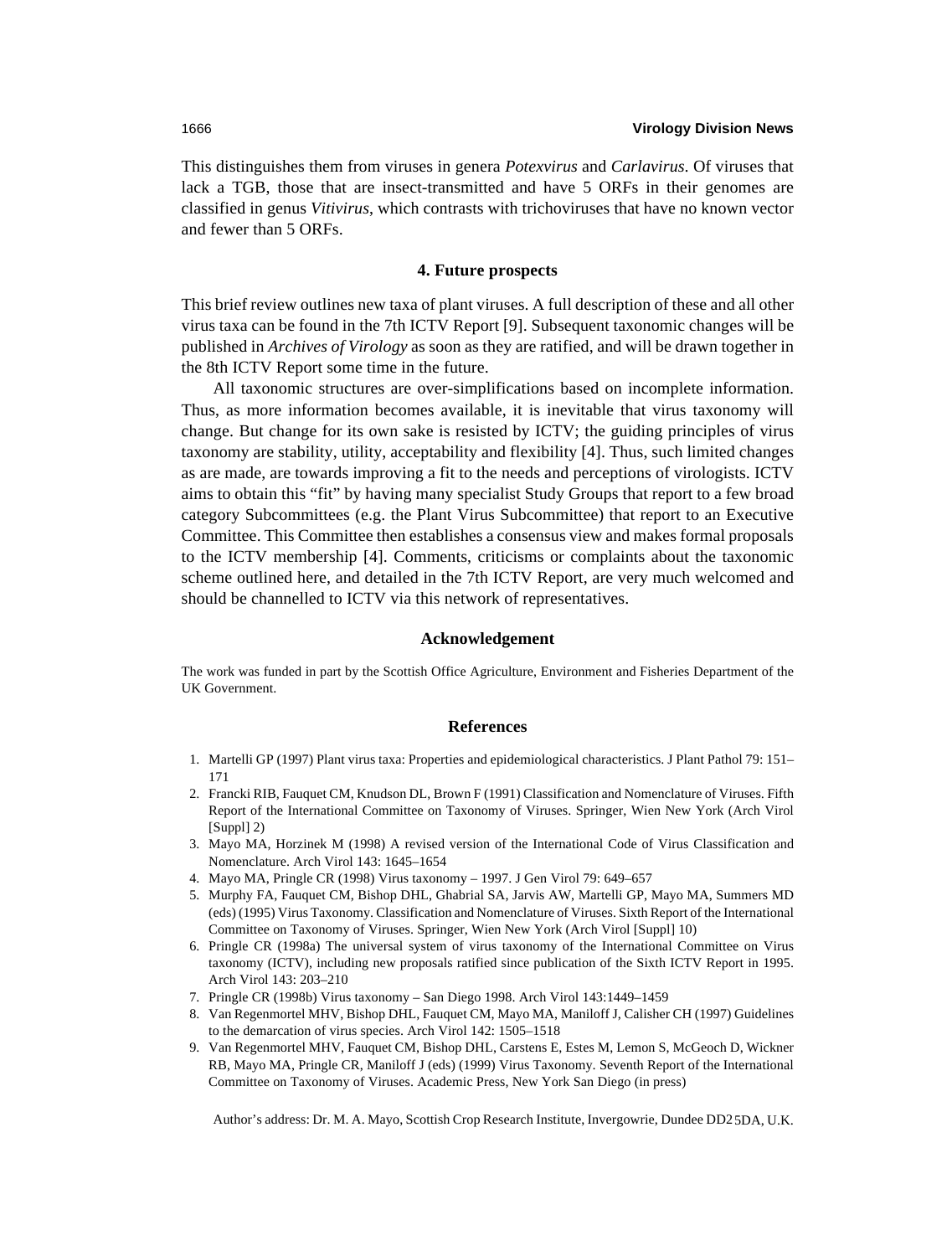This distinguishes them from viruses in genera *Potexvirus* and *Carlavirus*. Of viruses that lack a TGB, those that are insect-transmitted and have 5 ORFs in their genomes are classified in genus *Vitivirus*, which contrasts with trichoviruses that have no known vector and fewer than 5 ORFs.

## 4. Future prospects

This brief review outlines new taxa of plant viruses. A full description of these and all other virus taxa can be found in the 7th ICTV Report [9]. Subsequent taxonomic changes will be published in *Archives of Virology* as soon as they are ratified, and will be drawn together in the 8th ICTV Report some time in the future.

All taxonomic structures are over-simplifications based on incomplete information. Thus, as more information becomes available, it is inevitable that virus taxonomy will change. But change for its own sake is resisted by ICTV; the guiding principles of virus taxonomy are stability, utility, acceptability and flexibility [4]. Thus, such limited changes as are made, are towards improving a fit to the needs and perceptions of virologists. ICTV aims to obtain this "fit" by having many specialist Study Groups that report to a few broad category Subcommittees (e.g. the Plant Virus Subcommittee) that report to an Executive Committee. This Committee then establishes a consensus view and makes formal proposals to the ICTV membership [4]. Comments, criticisms or complaints about the taxonomic scheme outlined here, and detailed in the 7th ICTV Report, are very much welcomed and should be channelled to ICTV via this network of representatives.

## Acknowledgement

The work was funded in part by the Scottish Office Agriculture, Environment and Fisheries Department of the UK Government.

## References

1. Martelli GP (1997) Plant virus taxa: Properties and epidemiological characteristics. J Plant Pathol 79: 151–171
2. Francki RIB, Fauquet CM, Knudson DL, Brown F (1991) Classification and Nomenclature of Viruses. Fifth Report of the International Committee on Taxonomy of Viruses. Springer, Wien New York (Arch Virol [Suppl] 2)
3. Mayo MA, Horzinek M (1998) A revised version of the International Code of Virus Classification and Nomenclature. Arch Virol 143: 1645–1654
4. Mayo MA, Pringle CR (1998) Virus taxonomy – 1997. J Gen Virol 79: 649–657
5. Murphy FA, Fauquet CM, Bishop DHL, Ghabrial SA, Jarvis AW, Martelli GP, Mayo MA, Summers MD (eds) (1995) Virus Taxonomy. Classification and Nomenclature of Viruses. Sixth Report of the International Committee on Taxonomy of Viruses. Springer, Wien New York (Arch Virol [Suppl] 10)
6. Pringle CR (1998a) The universal system of virus taxonomy of the International Committee on Virus taxonomy (ICTV), including new proposals ratified since publication of the Sixth ICTV Report in 1995. Arch Virol 143: 203–210
7. Pringle CR (1998b) Virus taxonomy – San Diego 1998. Arch Virol 143:1449–1459
8. Van Regenmortel MHV, Bishop DHL, Fauquet CM, Mayo MA, Maniloff J, Calisher CH (1997) Guidelines to the demarcation of virus species. Arch Virol 142: 1505–1518
9. Van Regenmortel MHV, Fauquet CM, Bishop DHL, Carstens E, Estes M, Lemon S, McGeoch D, Wickner RB, Mayo MA, Pringle CR, Maniloff J (eds) (1999) Virus Taxonomy. Seventh Report of the International Committee on Taxonomy of Viruses. Academic Press, New York San Diego (in press)

Author's address: Dr. M. A. Mayo, Scottish Crop Research Institute, Invergowrie, Dundee DD2 5DA, U.K.